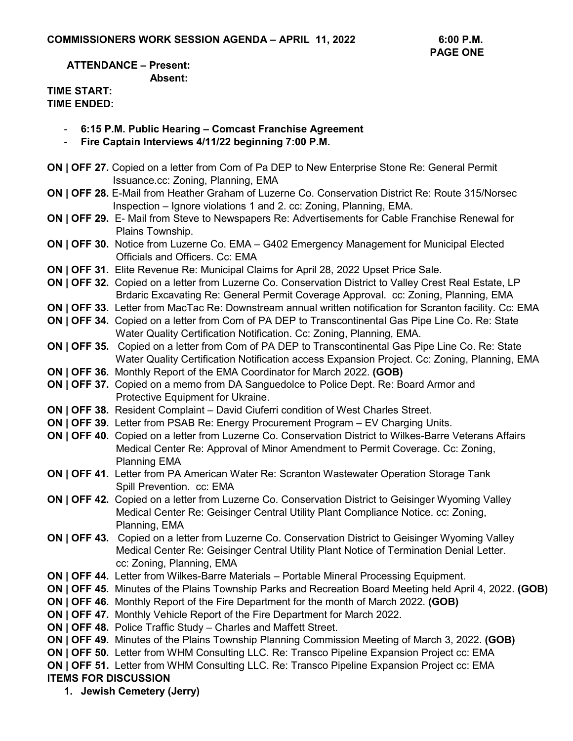**COMMISSIONERS WORK SESSION AGENDA – APRIL 11, 2022 6:00 P.M.**

**PAGE ONE**

**ATTENDANCE – Present:**

**Absent:**

**TIME START:**

**TIME ENDED:**

- **6:15 P.M. Public Hearing – Comcast Franchise Agreement**
- **Fire Captain Interviews 4/11/22 beginning 7:00 P.M.**

**ON | OFF 27.** Copied on a letter from Com of Pa DEP to New Enterprise Stone Re: General Permit Issuance.cc: Zoning, Planning, EMA

**ON | OFF 28.** E-Mail from Heather Graham of Luzerne Co. Conservation District Re: Route 315/Norsec Inspection – Ignore violations 1 and 2. cc: Zoning, Planning, EMA.

**ON | OFF 29.** E- Mail from Steve to Newspapers Re: Advertisements for Cable Franchise Renewal for Plains Township.

**ON | OFF 30.** Notice from Luzerne Co. EMA – G402 Emergency Management for Municipal Elected Officials and Officers. Cc: EMA

**ON | OFF 31.** Elite Revenue Re: Municipal Claims for April 28, 2022 Upset Price Sale.

**ON | OFF 32.** Copied on a letter from Luzerne Co. Conservation District to Valley Crest Real Estate, LP Brdaric Excavating Re: General Permit Coverage Approval. cc: Zoning, Planning, EMA

**ON | OFF 33.** Letter from MacTac Re: Downstream annual written notification for Scranton facility. Cc: EMA

**ON | OFF 34.** Copied on a letter from Com of PA DEP to Transcontinental Gas Pipe Line Co. Re: State Water Quality Certification Notification. Cc: Zoning, Planning, EMA.

**ON | OFF 35.** Copied on a letter from Com of PA DEP to Transcontinental Gas Pipe Line Co. Re: State Water Quality Certification Notification access Expansion Project. Cc: Zoning, Planning, EMA

**ON | OFF 36.** Monthly Report of the EMA Coordinator for March 2022. **(GOB)**

**ON | OFF 37.** Copied on a memo from DA Sanguedolce to Police Dept. Re: Board Armor and Protective Equipment for Ukraine.

**ON | OFF 38.** Resident Complaint – David Ciuferri condition of West Charles Street.

**ON | OFF 39.** Letter from PSAB Re: Energy Procurement Program – EV Charging Units.

**ON | OFF 40.** Copied on a letter from Luzerne Co. Conservation District to Wilkes-Barre Veterans Affairs Medical Center Re: Approval of Minor Amendment to Permit Coverage. Cc: Zoning, Planning EMA

**ON | OFF 41.** Letter from PA American Water Re: Scranton Wastewater Operation Storage Tank Spill Prevention. cc: EMA

**ON | OFF 42.** Copied on a letter from Luzerne Co. Conservation District to Geisinger Wyoming Valley Medical Center Re: Geisinger Central Utility Plant Compliance Notice. cc: Zoning, Planning, EMA

**ON | OFF 43.** Copied on a letter from Luzerne Co. Conservation District to Geisinger Wyoming Valley Medical Center Re: Geisinger Central Utility Plant Notice of Termination Denial Letter. cc: Zoning, Planning, EMA

**ON | OFF 44.** Letter from Wilkes-Barre Materials – Portable Mineral Processing Equipment.

**ON | OFF 45.** Minutes of the Plains Township Parks and Recreation Board Meeting held April 4, 2022. **(GOB)**

**ON | OFF 46.** Monthly Report of the Fire Department for the month of March 2022. **(GOB)**

**ON | OFF 47.** Monthly Vehicle Report of the Fire Department for March 2022.

**ON | OFF 48.** Police Traffic Study – Charles and Maffett Street.

**ON | OFF 49.** Minutes of the Plains Township Planning Commission Meeting of March 3, 2022. **(GOB)**

**ON | OFF 50.** Letter from WHM Consulting LLC. Re: Transco Pipeline Expansion Project cc: EMA

**ON | OFF 51.** Letter from WHM Consulting LLC. Re: Transco Pipeline Expansion Project cc: EMA

**ITEMS FOR DISCUSSION**

1. **Jewish Cemetery (Jerry)**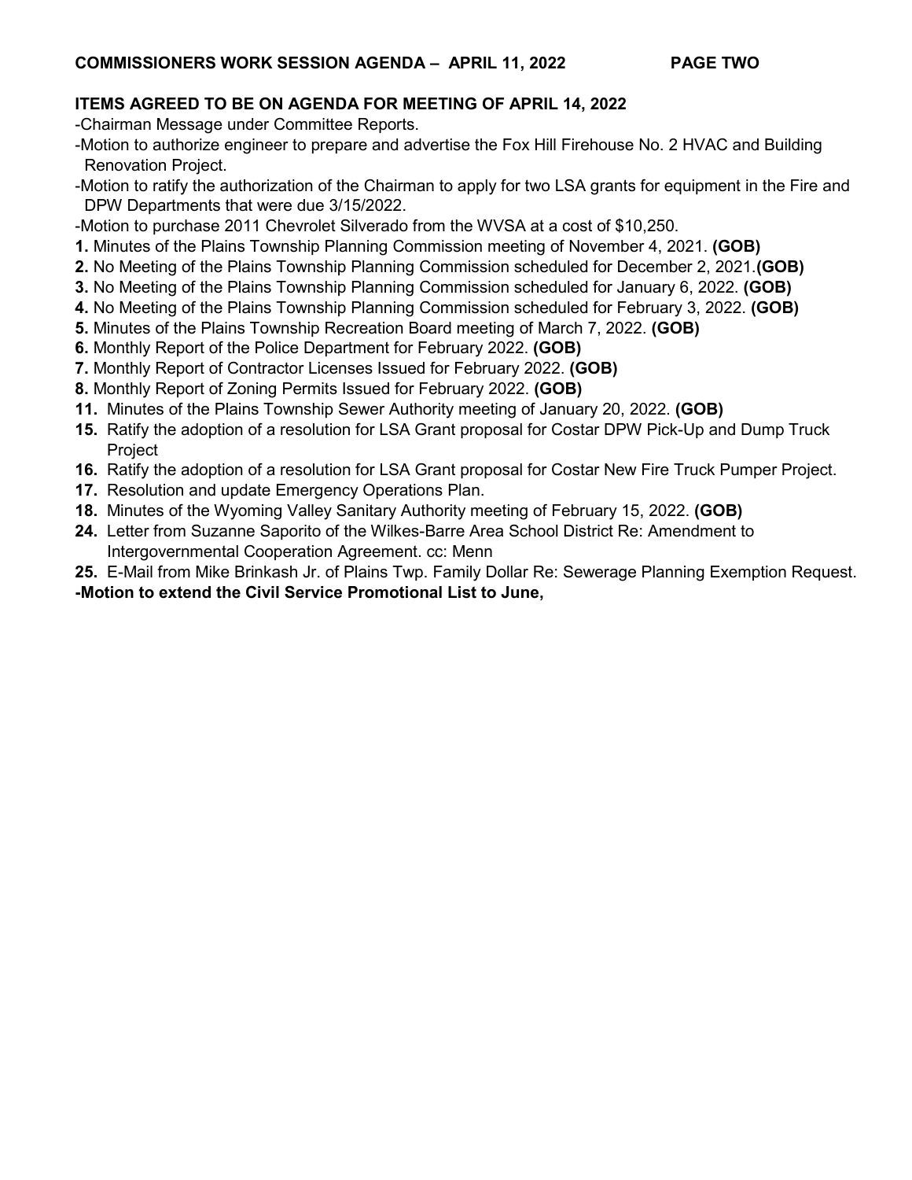## ITEMS AGREED TO BE ON AGENDA FOR MEETING OF APRIL 14, 2022

- Chairman Message under Committee Reports.
- Motion to authorize engineer to prepare and advertise the Fox Hill Firehouse No. 2 HVAC and Building Renovation Project.
- Motion to ratify the authorization of the Chairman to apply for two LSA grants for equipment in the Fire and DPW Departments that were due 3/15/2022.
- Motion to purchase 2011 Chevrolet Silverado from the WVSA at a cost of $10,250.

**1.** Minutes of the Plains Township Planning Commission meeting of November 4, 2021. **(GOB)**
**2.** No Meeting of the Plains Township Planning Commission scheduled for December 2, 2021.**(GOB)**
**3.** No Meeting of the Plains Township Planning Commission scheduled for January 6, 2022. **(GOB)**
**4.** No Meeting of the Plains Township Planning Commission scheduled for February 3, 2022. **(GOB)**
**5.** Minutes of the Plains Township Recreation Board meeting of March 7, 2022. **(GOB)**
**6.** Monthly Report of the Police Department for February 2022. **(GOB)**
**7.** Monthly Report of Contractor Licenses Issued for February 2022. **(GOB)**
**8.** Monthly Report of Zoning Permits Issued for February 2022. **(GOB)**
**11.** Minutes of the Plains Township Sewer Authority meeting of January 20, 2022. **(GOB)**
**15.** Ratify the adoption of a resolution for LSA Grant proposal for Costar DPW Pick-Up and Dump Truck Project
**16.** Ratify the adoption of a resolution for LSA Grant proposal for Costar New Fire Truck Pumper Project.
**17.** Resolution and update Emergency Operations Plan.
**18.** Minutes of the Wyoming Valley Sanitary Authority meeting of February 15, 2022. **(GOB)**
**24.** Letter from Suzanne Saporito of the Wilkes-Barre Area School District Re: Amendment to Intergovernmental Cooperation Agreement. cc: Menn
**25.** E-Mail from Mike Brinkash Jr. of Plains Twp. Family Dollar Re: Sewerage Planning Exemption Request.

**-Motion to extend the Civil Service Promotional List to June,**